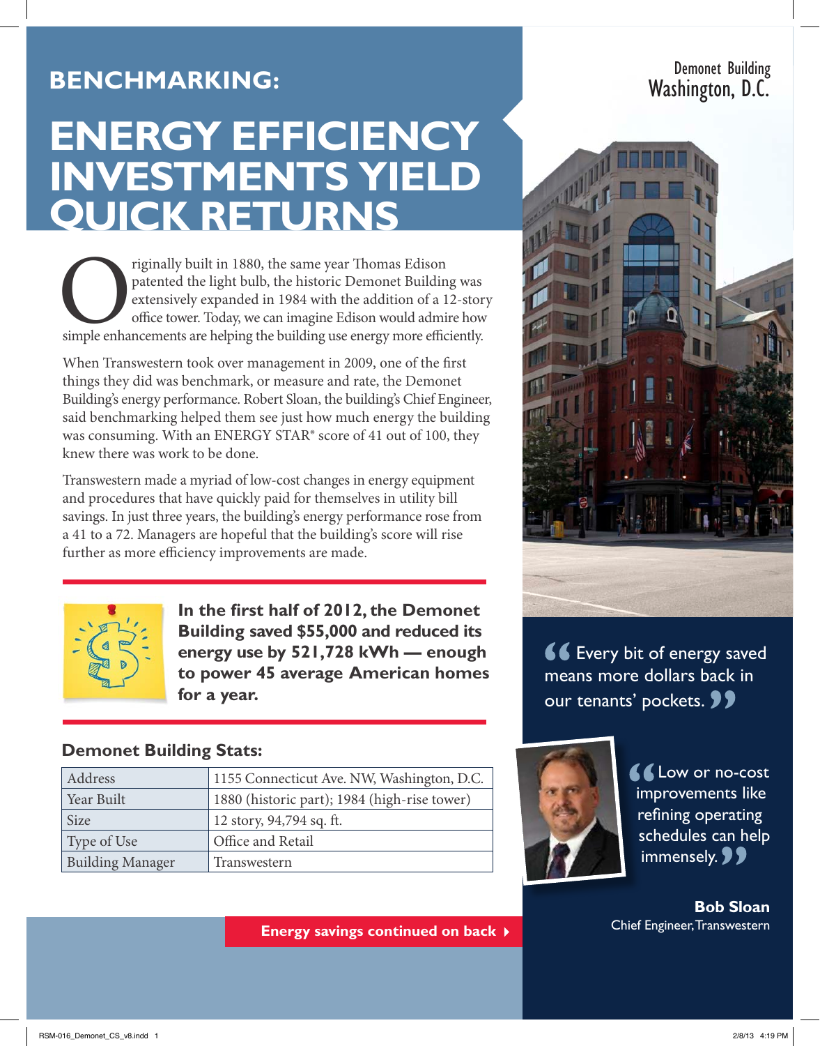**BENCHMARKING:**

# ENERGY EFFICIENCY INVESTMENTS YIELD QUICK RETURNS

Demonet Building
Washington, D.C.

Originally built in 1880, the same year Thomas Edison patented the light bulb, the historic Demonet Building was extensively expanded in 1984 with the addition of a 12-story office tower. Today, we can imagine Edison would admire how simple enhancements are helping the building use energy more efficiently.

When Transwestern took over management in 2009, one of the first things they did was benchmark, or measure and rate, the Demonet Building's energy performance. Robert Sloan, the building's Chief Engineer, said benchmarking helped them see just how much energy the building was consuming. With an ENERGY STAR® score of 41 out of 100, they knew there was work to be done.

Transwestern made a myriad of low-cost changes in energy equipment and procedures that have quickly paid for themselves in utility bill savings. In just three years, the building's energy performance rose from a 41 to a 72. Managers are hopeful that the building's score will rise further as more efficiency improvements are made.

**In the first half of 2012, the Demonet Building saved $55,000 and reduced its energy use by 521,728 kWh — enough to power 45 average American homes for a year.**

### Demonet Building Stats:

| | |
|---|---|
| Address | 1155 Connecticut Ave. NW, Washington, D.C. |
| Year Built | 1880 (historic part); 1984 (high-rise tower) |
| Size | 12 story, 94,794 sq. ft. |
| Type of Use | Office and Retail |
| Building Manager | Transwestern |

**Energy savings continued on back ▸**

"Every bit of energy saved means more dollars back in our tenants' pockets."

"Low or no-cost improvements like refining operating schedules can help immensely."

**Bob Sloan**
Chief Engineer, Transwestern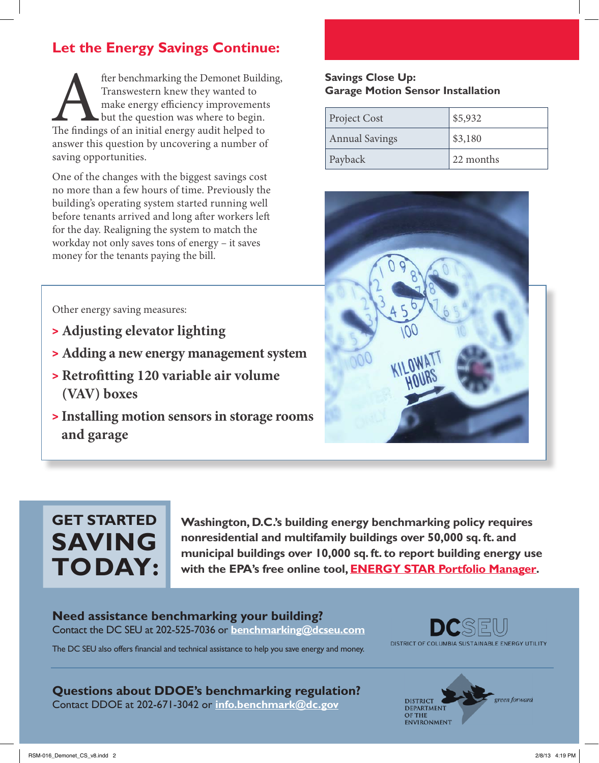## Let the Energy Savings Continue:

After benchmarking the Demonet Building, Transwestern knew they wanted to make energy efficiency improvements but the question was where to begin. The findings of an initial energy audit helped to answer this question by uncovering a number of saving opportunities.

One of the changes with the biggest savings cost no more than a few hours of time. Previously the building's operating system started running well before tenants arrived and long after workers left for the day. Realigning the system to match the workday not only saves tons of energy – it saves money for the tenants paying the bill.

### Savings Close Up: Garage Motion Sensor Installation

| | |
|---|---|
| Project Cost | $5,932 |
| Annual Savings | $3,180 |
| Payback | 22 months |

Other energy saving measures:

- **Adjusting elevator lighting**
- **Adding a new energy management system**
- **Retrofitting 120 variable air volume (VAV) boxes**
- **Installing motion sensors in storage rooms and garage**

## GET STARTED SAVING TODAY:

**Washington, D.C.'s building energy benchmarking policy requires nonresidential and multifamily buildings over 50,000 sq. ft. and municipal buildings over 10,000 sq. ft. to report building energy use with the EPA's free online tool, ENERGY STAR Portfolio Manager.**

### Need assistance benchmarking your building?

Contact the DC SEU at 202-525-7036 or benchmarking@dcseu.com

The DC SEU also offers financial and technical assistance to help you save energy and money.

DCSEU
DISTRICT OF COLUMBIA SUSTAINABLE ENERGY UTILITY

### Questions about DDOE's benchmarking regulation?

Contact DDOE at 202-671-3042 or info.benchmark@dc.gov

DISTRICT DEPARTMENT OF THE ENVIRONMENT
*green forward*